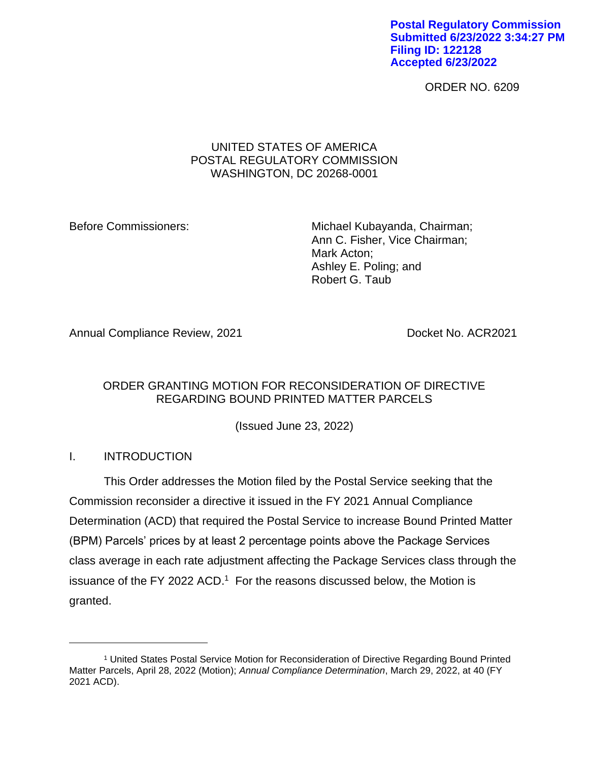Postal Regulatory Commission
Submitted 6/23/2022 3:34:27 PM
Filing ID: 122128
Accepted 6/23/2022

ORDER NO. 6209

UNITED STATES OF AMERICA
POSTAL REGULATORY COMMISSION
WASHINGTON, DC 20268-0001

Before Commissioners:

Michael Kubayanda, Chairman;
Ann C. Fisher, Vice Chairman;
Mark Acton;
Ashley E. Poling; and
Robert G. Taub

Annual Compliance Review, 2021 — Docket No. ACR2021

ORDER GRANTING MOTION FOR RECONSIDERATION OF DIRECTIVE REGARDING BOUND PRINTED MATTER PARCELS

(Issued June 23, 2022)

## I. INTRODUCTION

This Order addresses the Motion filed by the Postal Service seeking that the Commission reconsider a directive it issued in the FY 2021 Annual Compliance Determination (ACD) that required the Postal Service to increase Bound Printed Matter (BPM) Parcels' prices by at least 2 percentage points above the Package Services class average in each rate adjustment affecting the Package Services class through the issuance of the FY 2022 ACD.[1] For the reasons discussed below, the Motion is granted.

---

[1] United States Postal Service Motion for Reconsideration of Directive Regarding Bound Printed Matter Parcels, April 28, 2022 (Motion); *Annual Compliance Determination*, March 29, 2022, at 40 (FY 2021 ACD).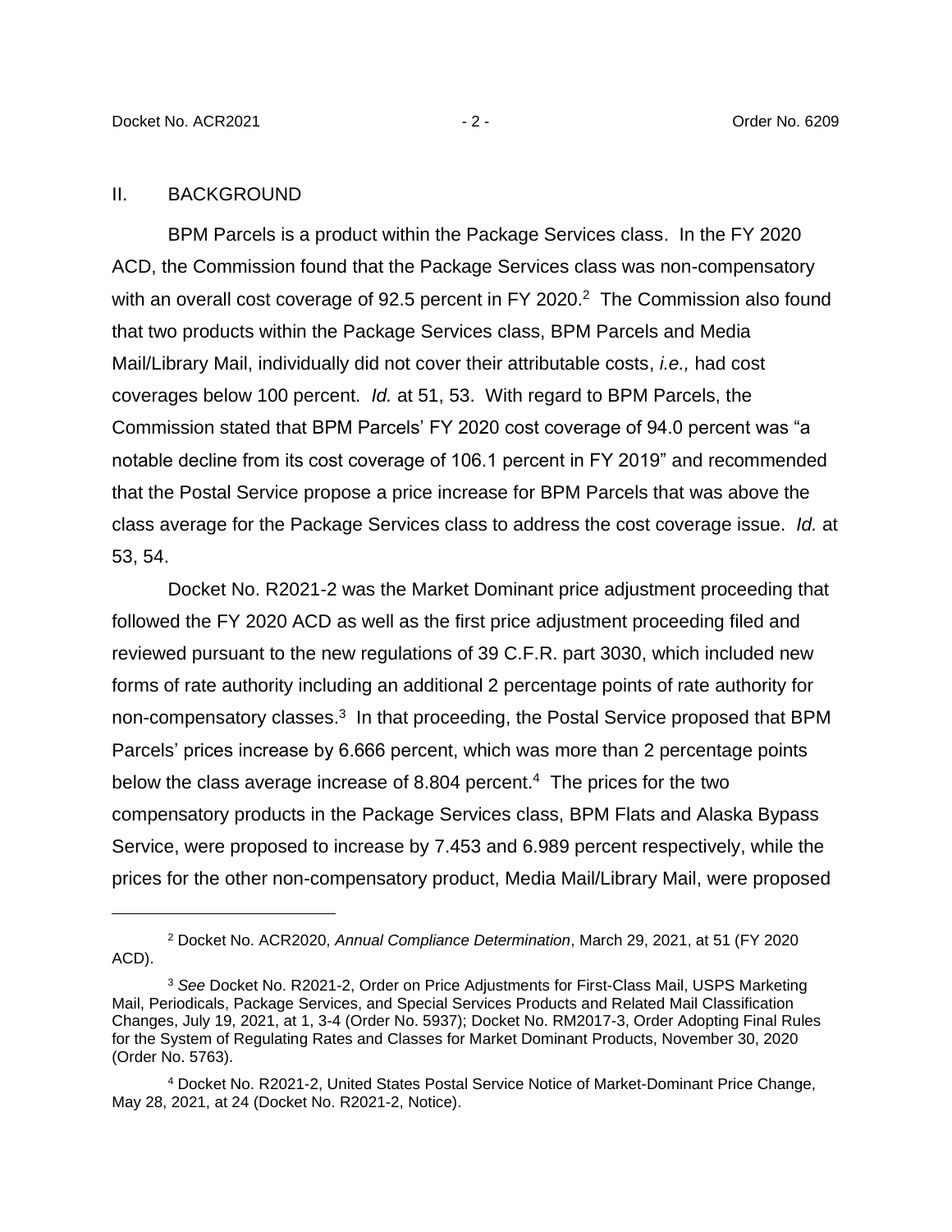## II. BACKGROUND

BPM Parcels is a product within the Package Services class. In the FY 2020 ACD, the Commission found that the Package Services class was non-compensatory with an overall cost coverage of 92.5 percent in FY 2020.[2] The Commission also found that two products within the Package Services class, BPM Parcels and Media Mail/Library Mail, individually did not cover their attributable costs, *i.e.,* had cost coverages below 100 percent. *Id.* at 51, 53. With regard to BPM Parcels, the Commission stated that BPM Parcels' FY 2020 cost coverage of 94.0 percent was "a notable decline from its cost coverage of 106.1 percent in FY 2019" and recommended that the Postal Service propose a price increase for BPM Parcels that was above the class average for the Package Services class to address the cost coverage issue. *Id.* at 53, 54.

Docket No. R2021-2 was the Market Dominant price adjustment proceeding that followed the FY 2020 ACD as well as the first price adjustment proceeding filed and reviewed pursuant to the new regulations of 39 C.F.R. part 3030, which included new forms of rate authority including an additional 2 percentage points of rate authority for non-compensatory classes.[3] In that proceeding, the Postal Service proposed that BPM Parcels' prices increase by 6.666 percent, which was more than 2 percentage points below the class average increase of 8.804 percent.[4] The prices for the two compensatory products in the Package Services class, BPM Flats and Alaska Bypass Service, were proposed to increase by 7.453 and 6.989 percent respectively, while the prices for the other non-compensatory product, Media Mail/Library Mail, were proposed

---

[2] Docket No. ACR2020, *Annual Compliance Determination*, March 29, 2021, at 51 (FY 2020 ACD).

[3] *See* Docket No. R2021-2, Order on Price Adjustments for First-Class Mail, USPS Marketing Mail, Periodicals, Package Services, and Special Services Products and Related Mail Classification Changes, July 19, 2021, at 1, 3-4 (Order No. 5937); Docket No. RM2017-3, Order Adopting Final Rules for the System of Regulating Rates and Classes for Market Dominant Products, November 30, 2020 (Order No. 5763).

[4] Docket No. R2021-2, United States Postal Service Notice of Market-Dominant Price Change, May 28, 2021, at 24 (Docket No. R2021-2, Notice).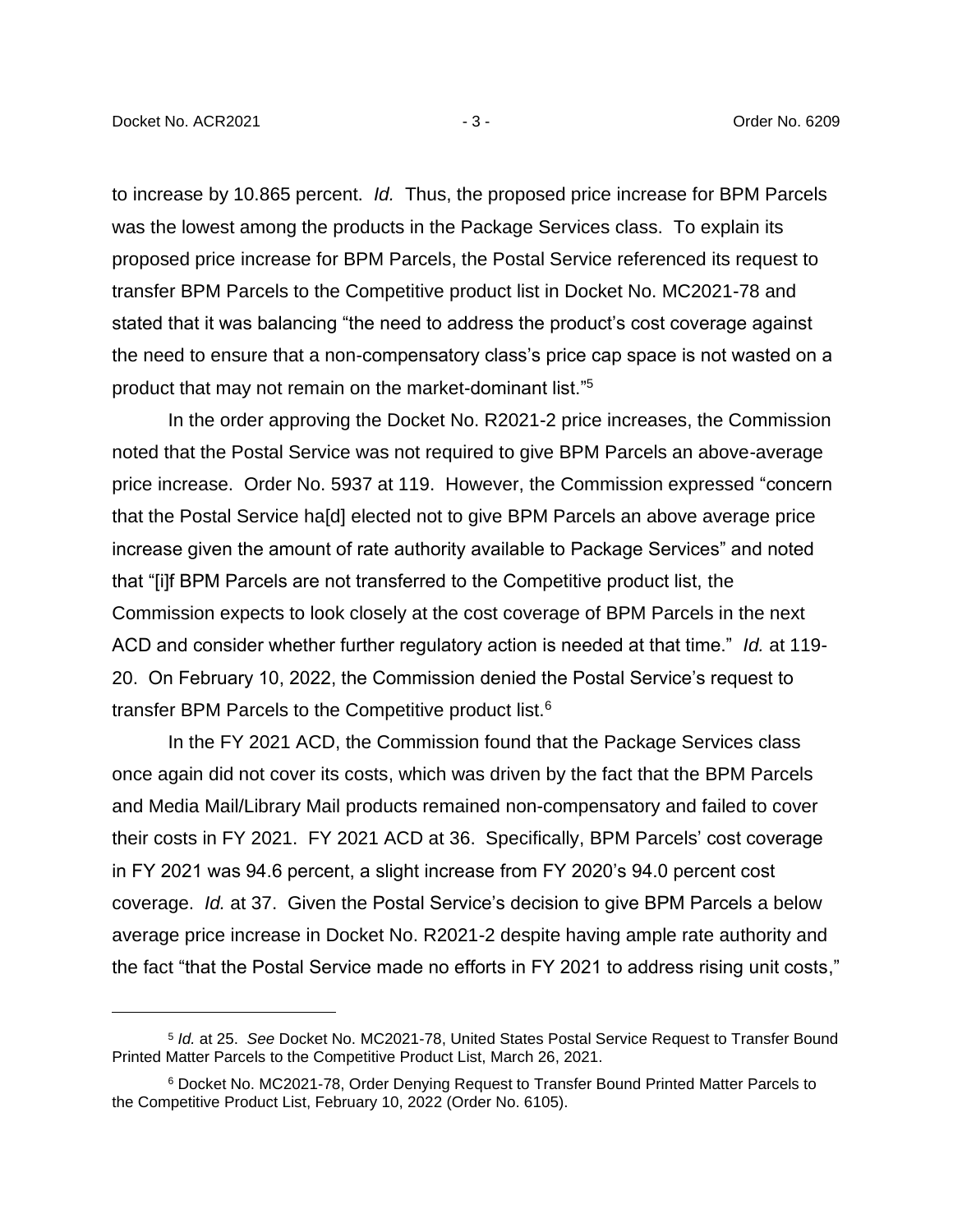to increase by 10.865 percent. *Id.* Thus, the proposed price increase for BPM Parcels was the lowest among the products in the Package Services class. To explain its proposed price increase for BPM Parcels, the Postal Service referenced its request to transfer BPM Parcels to the Competitive product list in Docket No. MC2021-78 and stated that it was balancing "the need to address the product's cost coverage against the need to ensure that a non-compensatory class's price cap space is not wasted on a product that may not remain on the market-dominant list."[5]

In the order approving the Docket No. R2021-2 price increases, the Commission noted that the Postal Service was not required to give BPM Parcels an above-average price increase. Order No. 5937 at 119. However, the Commission expressed "concern that the Postal Service ha[d] elected not to give BPM Parcels an above average price increase given the amount of rate authority available to Package Services" and noted that "[i]f BPM Parcels are not transferred to the Competitive product list, the Commission expects to look closely at the cost coverage of BPM Parcels in the next ACD and consider whether further regulatory action is needed at that time." *Id.* at 119-20. On February 10, 2022, the Commission denied the Postal Service's request to transfer BPM Parcels to the Competitive product list.[6]

In the FY 2021 ACD, the Commission found that the Package Services class once again did not cover its costs, which was driven by the fact that the BPM Parcels and Media Mail/Library Mail products remained non-compensatory and failed to cover their costs in FY 2021. FY 2021 ACD at 36. Specifically, BPM Parcels' cost coverage in FY 2021 was 94.6 percent, a slight increase from FY 2020's 94.0 percent cost coverage. *Id.* at 37. Given the Postal Service's decision to give BPM Parcels a below average price increase in Docket No. R2021-2 despite having ample rate authority and the fact "that the Postal Service made no efforts in FY 2021 to address rising unit costs,"

---

[5] *Id.* at 25. *See* Docket No. MC2021-78, United States Postal Service Request to Transfer Bound Printed Matter Parcels to the Competitive Product List, March 26, 2021.

[6] Docket No. MC2021-78, Order Denying Request to Transfer Bound Printed Matter Parcels to the Competitive Product List, February 10, 2022 (Order No. 6105).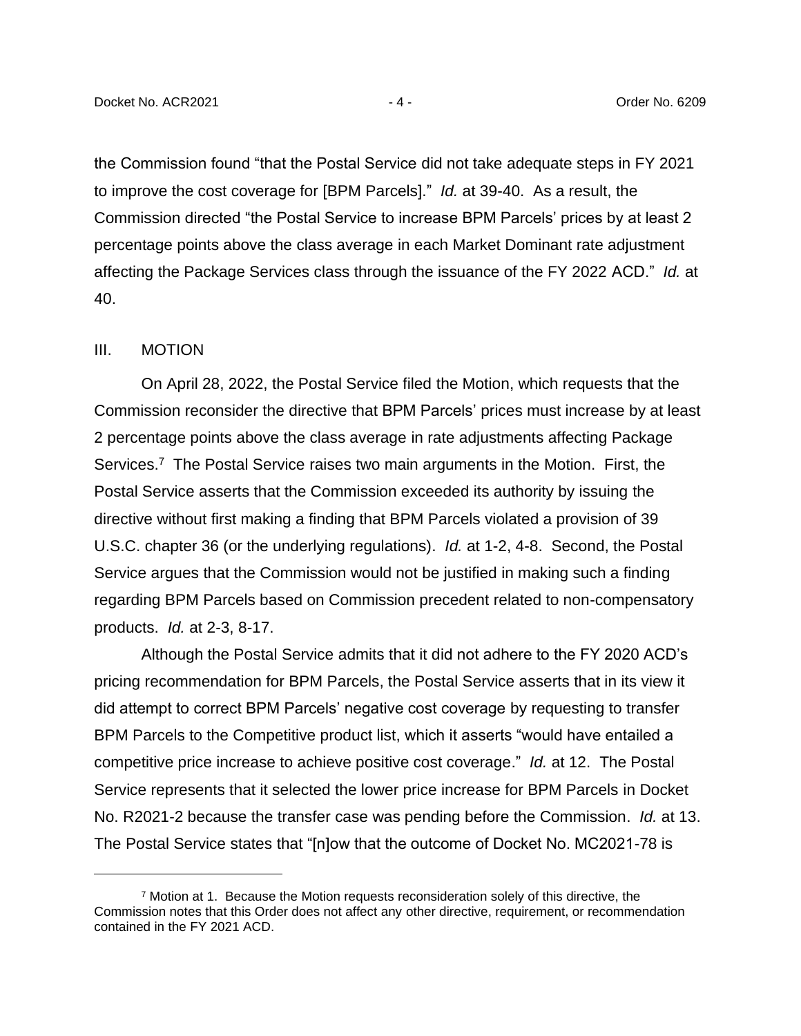the Commission found "that the Postal Service did not take adequate steps in FY 2021 to improve the cost coverage for [BPM Parcels]." *Id.* at 39-40. As a result, the Commission directed "the Postal Service to increase BPM Parcels' prices by at least 2 percentage points above the class average in each Market Dominant rate adjustment affecting the Package Services class through the issuance of the FY 2022 ACD." *Id.* at 40.

## III. MOTION

On April 28, 2022, the Postal Service filed the Motion, which requests that the Commission reconsider the directive that BPM Parcels' prices must increase by at least 2 percentage points above the class average in rate adjustments affecting Package Services.[7] The Postal Service raises two main arguments in the Motion. First, the Postal Service asserts that the Commission exceeded its authority by issuing the directive without first making a finding that BPM Parcels violated a provision of 39 U.S.C. chapter 36 (or the underlying regulations). *Id.* at 1-2, 4-8. Second, the Postal Service argues that the Commission would not be justified in making such a finding regarding BPM Parcels based on Commission precedent related to non-compensatory products. *Id.* at 2-3, 8-17.

Although the Postal Service admits that it did not adhere to the FY 2020 ACD's pricing recommendation for BPM Parcels, the Postal Service asserts that in its view it did attempt to correct BPM Parcels' negative cost coverage by requesting to transfer BPM Parcels to the Competitive product list, which it asserts "would have entailed a competitive price increase to achieve positive cost coverage." *Id.* at 12. The Postal Service represents that it selected the lower price increase for BPM Parcels in Docket No. R2021-2 because the transfer case was pending before the Commission. *Id.* at 13. The Postal Service states that "[n]ow that the outcome of Docket No. MC2021-78 is

---

[7] Motion at 1. Because the Motion requests reconsideration solely of this directive, the Commission notes that this Order does not affect any other directive, requirement, or recommendation contained in the FY 2021 ACD.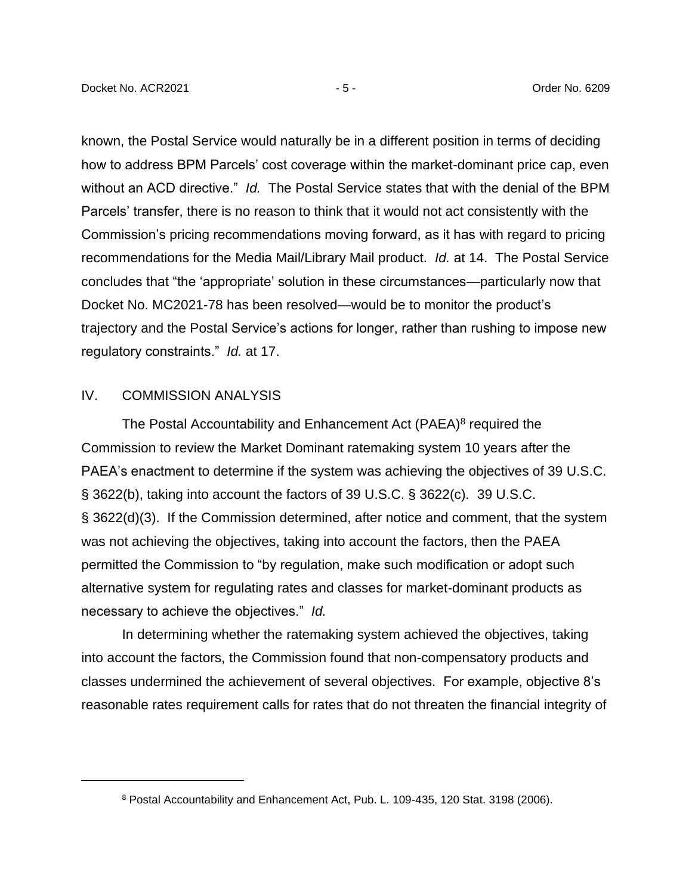known, the Postal Service would naturally be in a different position in terms of deciding how to address BPM Parcels' cost coverage within the market-dominant price cap, even without an ACD directive." *Id.* The Postal Service states that with the denial of the BPM Parcels' transfer, there is no reason to think that it would not act consistently with the Commission's pricing recommendations moving forward, as it has with regard to pricing recommendations for the Media Mail/Library Mail product. *Id.* at 14. The Postal Service concludes that "the 'appropriate' solution in these circumstances—particularly now that Docket No. MC2021-78 has been resolved—would be to monitor the product's trajectory and the Postal Service's actions for longer, rather than rushing to impose new regulatory constraints." *Id.* at 17.

## IV. COMMISSION ANALYSIS

The Postal Accountability and Enhancement Act (PAEA)[8] required the Commission to review the Market Dominant ratemaking system 10 years after the PAEA's enactment to determine if the system was achieving the objectives of 39 U.S.C. § 3622(b), taking into account the factors of 39 U.S.C. § 3622(c). 39 U.S.C. § 3622(d)(3). If the Commission determined, after notice and comment, that the system was not achieving the objectives, taking into account the factors, then the PAEA permitted the Commission to "by regulation, make such modification or adopt such alternative system for regulating rates and classes for market-dominant products as necessary to achieve the objectives." *Id.*

In determining whether the ratemaking system achieved the objectives, taking into account the factors, the Commission found that non-compensatory products and classes undermined the achievement of several objectives. For example, objective 8's reasonable rates requirement calls for rates that do not threaten the financial integrity of

---

[8] Postal Accountability and Enhancement Act, Pub. L. 109-435, 120 Stat. 3198 (2006).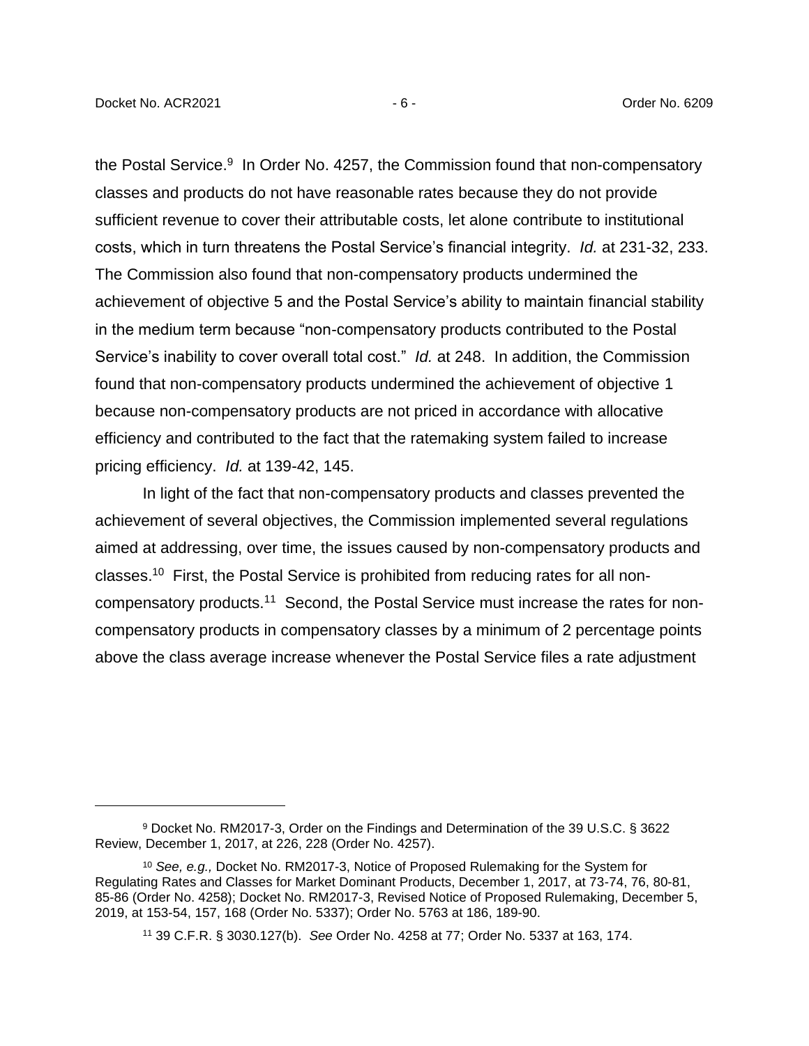the Postal Service.[9] In Order No. 4257, the Commission found that non-compensatory classes and products do not have reasonable rates because they do not provide sufficient revenue to cover their attributable costs, let alone contribute to institutional costs, which in turn threatens the Postal Service's financial integrity. *Id.* at 231-32, 233. The Commission also found that non-compensatory products undermined the achievement of objective 5 and the Postal Service's ability to maintain financial stability in the medium term because "non-compensatory products contributed to the Postal Service's inability to cover overall total cost." *Id.* at 248. In addition, the Commission found that non-compensatory products undermined the achievement of objective 1 because non-compensatory products are not priced in accordance with allocative efficiency and contributed to the fact that the ratemaking system failed to increase pricing efficiency. *Id.* at 139-42, 145.

In light of the fact that non-compensatory products and classes prevented the achievement of several objectives, the Commission implemented several regulations aimed at addressing, over time, the issues caused by non-compensatory products and classes.[10] First, the Postal Service is prohibited from reducing rates for all non-compensatory products.[11] Second, the Postal Service must increase the rates for non-compensatory products in compensatory classes by a minimum of 2 percentage points above the class average increase whenever the Postal Service files a rate adjustment

---

[9] Docket No. RM2017-3, Order on the Findings and Determination of the 39 U.S.C. § 3622 Review, December 1, 2017, at 226, 228 (Order No. 4257).

[10] *See, e.g.,* Docket No. RM2017-3, Notice of Proposed Rulemaking for the System for Regulating Rates and Classes for Market Dominant Products, December 1, 2017, at 73-74, 76, 80-81, 85-86 (Order No. 4258); Docket No. RM2017-3, Revised Notice of Proposed Rulemaking, December 5, 2019, at 153-54, 157, 168 (Order No. 5337); Order No. 5763 at 186, 189-90.

[11] 39 C.F.R. § 3030.127(b). *See* Order No. 4258 at 77; Order No. 5337 at 163, 174.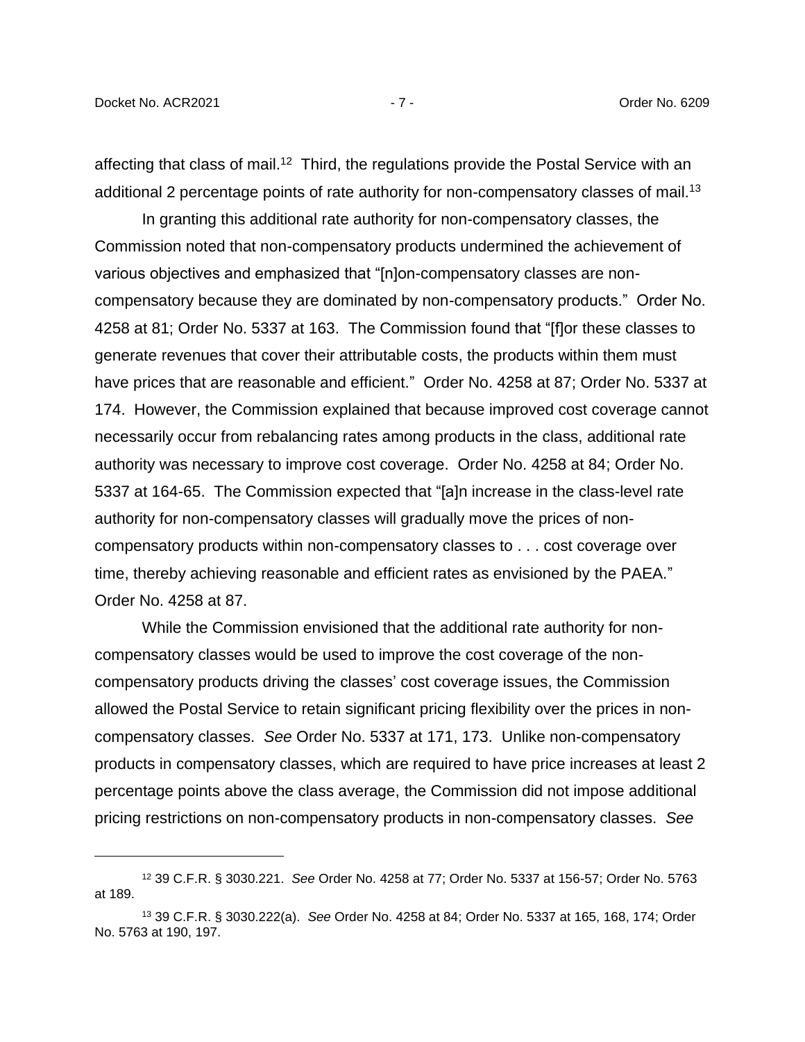affecting that class of mail.[12] Third, the regulations provide the Postal Service with an additional 2 percentage points of rate authority for non-compensatory classes of mail.[13]

In granting this additional rate authority for non-compensatory classes, the Commission noted that non-compensatory products undermined the achievement of various objectives and emphasized that "[n]on-compensatory classes are non-compensatory because they are dominated by non-compensatory products." Order No. 4258 at 81; Order No. 5337 at 163. The Commission found that "[f]or these classes to generate revenues that cover their attributable costs, the products within them must have prices that are reasonable and efficient." Order No. 4258 at 87; Order No. 5337 at 174. However, the Commission explained that because improved cost coverage cannot necessarily occur from rebalancing rates among products in the class, additional rate authority was necessary to improve cost coverage. Order No. 4258 at 84; Order No. 5337 at 164-65. The Commission expected that "[a]n increase in the class-level rate authority for non-compensatory classes will gradually move the prices of non-compensatory products within non-compensatory classes to . . . cost coverage over time, thereby achieving reasonable and efficient rates as envisioned by the PAEA." Order No. 4258 at 87.

While the Commission envisioned that the additional rate authority for non-compensatory classes would be used to improve the cost coverage of the non-compensatory products driving the classes' cost coverage issues, the Commission allowed the Postal Service to retain significant pricing flexibility over the prices in non-compensatory classes. *See* Order No. 5337 at 171, 173. Unlike non-compensatory products in compensatory classes, which are required to have price increases at least 2 percentage points above the class average, the Commission did not impose additional pricing restrictions on non-compensatory products in non-compensatory classes. *See*

---

[12] 39 C.F.R. § 3030.221. *See* Order No. 4258 at 77; Order No. 5337 at 156-57; Order No. 5763 at 189.

[13] 39 C.F.R. § 3030.222(a). *See* Order No. 4258 at 84; Order No. 5337 at 165, 168, 174; Order No. 5763 at 190, 197.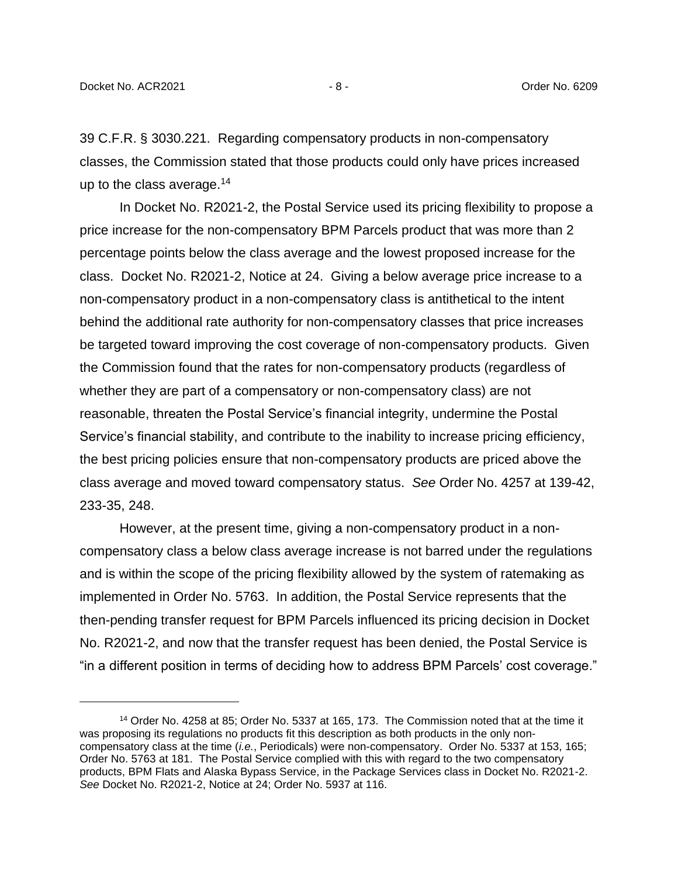39 C.F.R. § 3030.221. Regarding compensatory products in non-compensatory classes, the Commission stated that those products could only have prices increased up to the class average.[14]

In Docket No. R2021-2, the Postal Service used its pricing flexibility to propose a price increase for the non-compensatory BPM Parcels product that was more than 2 percentage points below the class average and the lowest proposed increase for the class. Docket No. R2021-2, Notice at 24. Giving a below average price increase to a non-compensatory product in a non-compensatory class is antithetical to the intent behind the additional rate authority for non-compensatory classes that price increases be targeted toward improving the cost coverage of non-compensatory products. Given the Commission found that the rates for non-compensatory products (regardless of whether they are part of a compensatory or non-compensatory class) are not reasonable, threaten the Postal Service's financial integrity, undermine the Postal Service's financial stability, and contribute to the inability to increase pricing efficiency, the best pricing policies ensure that non-compensatory products are priced above the class average and moved toward compensatory status. *See* Order No. 4257 at 139-42, 233-35, 248.

However, at the present time, giving a non-compensatory product in a non-compensatory class a below class average increase is not barred under the regulations and is within the scope of the pricing flexibility allowed by the system of ratemaking as implemented in Order No. 5763. In addition, the Postal Service represents that the then-pending transfer request for BPM Parcels influenced its pricing decision in Docket No. R2021-2, and now that the transfer request has been denied, the Postal Service is "in a different position in terms of deciding how to address BPM Parcels' cost coverage."

---

[14] Order No. 4258 at 85; Order No. 5337 at 165, 173. The Commission noted that at the time it was proposing its regulations no products fit this description as both products in the only non-compensatory class at the time (*i.e.*, Periodicals) were non-compensatory. Order No. 5337 at 153, 165; Order No. 5763 at 181. The Postal Service complied with this with regard to the two compensatory products, BPM Flats and Alaska Bypass Service, in the Package Services class in Docket No. R2021-2. *See* Docket No. R2021-2, Notice at 24; Order No. 5937 at 116.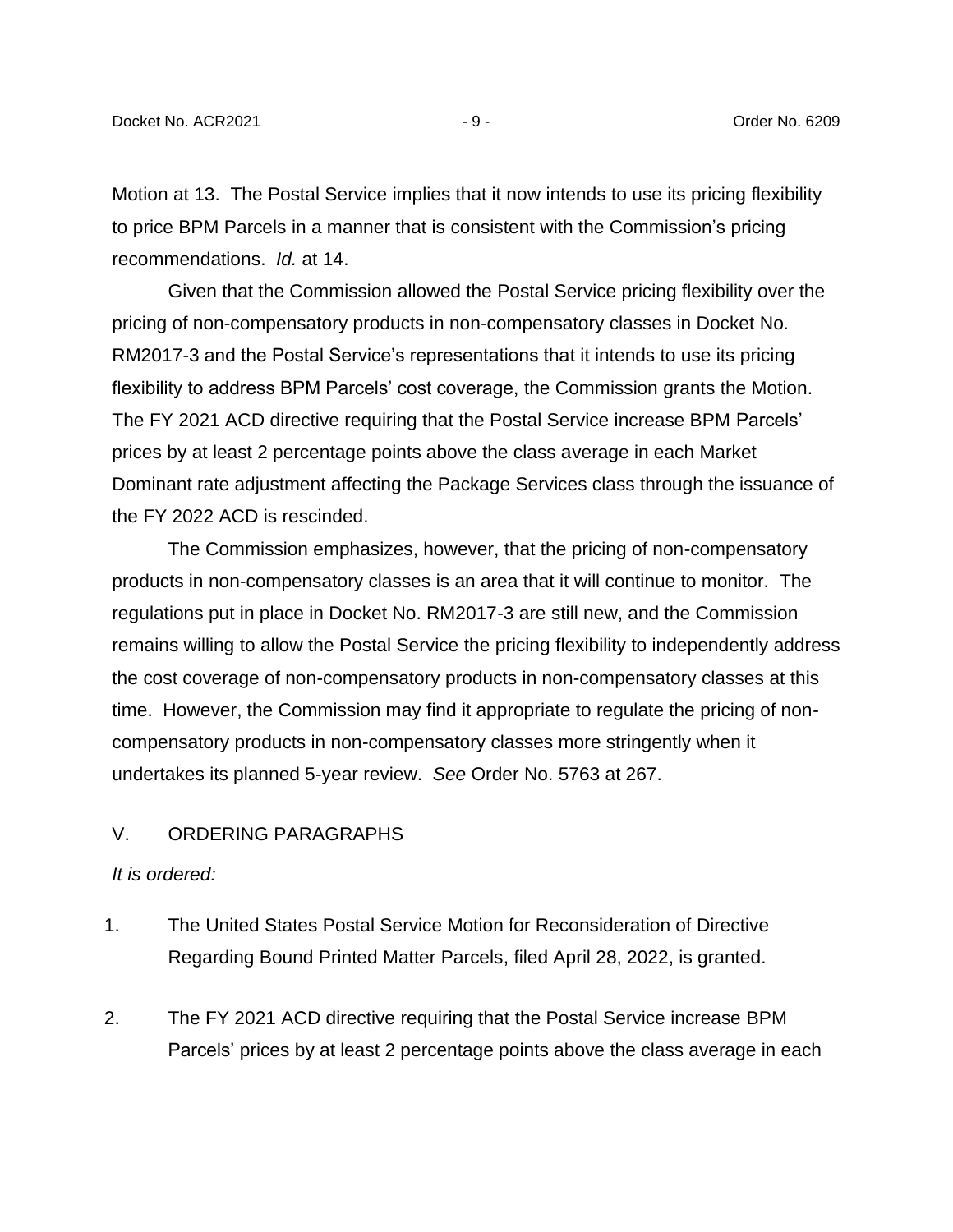Motion at 13. The Postal Service implies that it now intends to use its pricing flexibility to price BPM Parcels in a manner that is consistent with the Commission's pricing recommendations. *Id.* at 14.

Given that the Commission allowed the Postal Service pricing flexibility over the pricing of non-compensatory products in non-compensatory classes in Docket No. RM2017-3 and the Postal Service's representations that it intends to use its pricing flexibility to address BPM Parcels' cost coverage, the Commission grants the Motion. The FY 2021 ACD directive requiring that the Postal Service increase BPM Parcels' prices by at least 2 percentage points above the class average in each Market Dominant rate adjustment affecting the Package Services class through the issuance of the FY 2022 ACD is rescinded.

The Commission emphasizes, however, that the pricing of non-compensatory products in non-compensatory classes is an area that it will continue to monitor. The regulations put in place in Docket No. RM2017-3 are still new, and the Commission remains willing to allow the Postal Service the pricing flexibility to independently address the cost coverage of non-compensatory products in non-compensatory classes at this time. However, the Commission may find it appropriate to regulate the pricing of non-compensatory products in non-compensatory classes more stringently when it undertakes its planned 5-year review. *See* Order No. 5763 at 267.

## V. ORDERING PARAGRAPHS

*It is ordered:*

1. The United States Postal Service Motion for Reconsideration of Directive Regarding Bound Printed Matter Parcels, filed April 28, 2022, is granted.

2. The FY 2021 ACD directive requiring that the Postal Service increase BPM Parcels' prices by at least 2 percentage points above the class average in each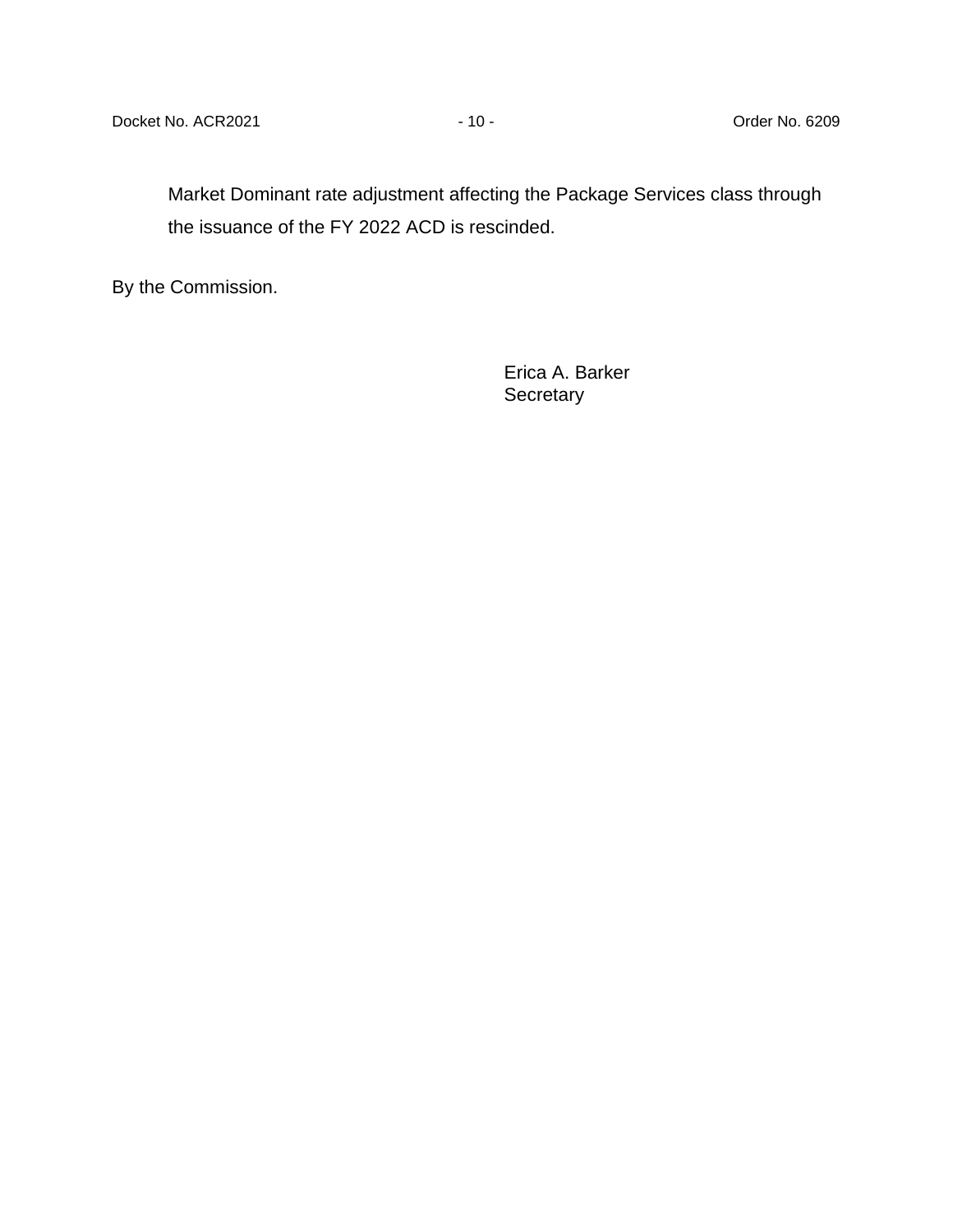Market Dominant rate adjustment affecting the Package Services class through the issuance of the FY 2022 ACD is rescinded.

By the Commission.

Erica A. Barker  
Secretary